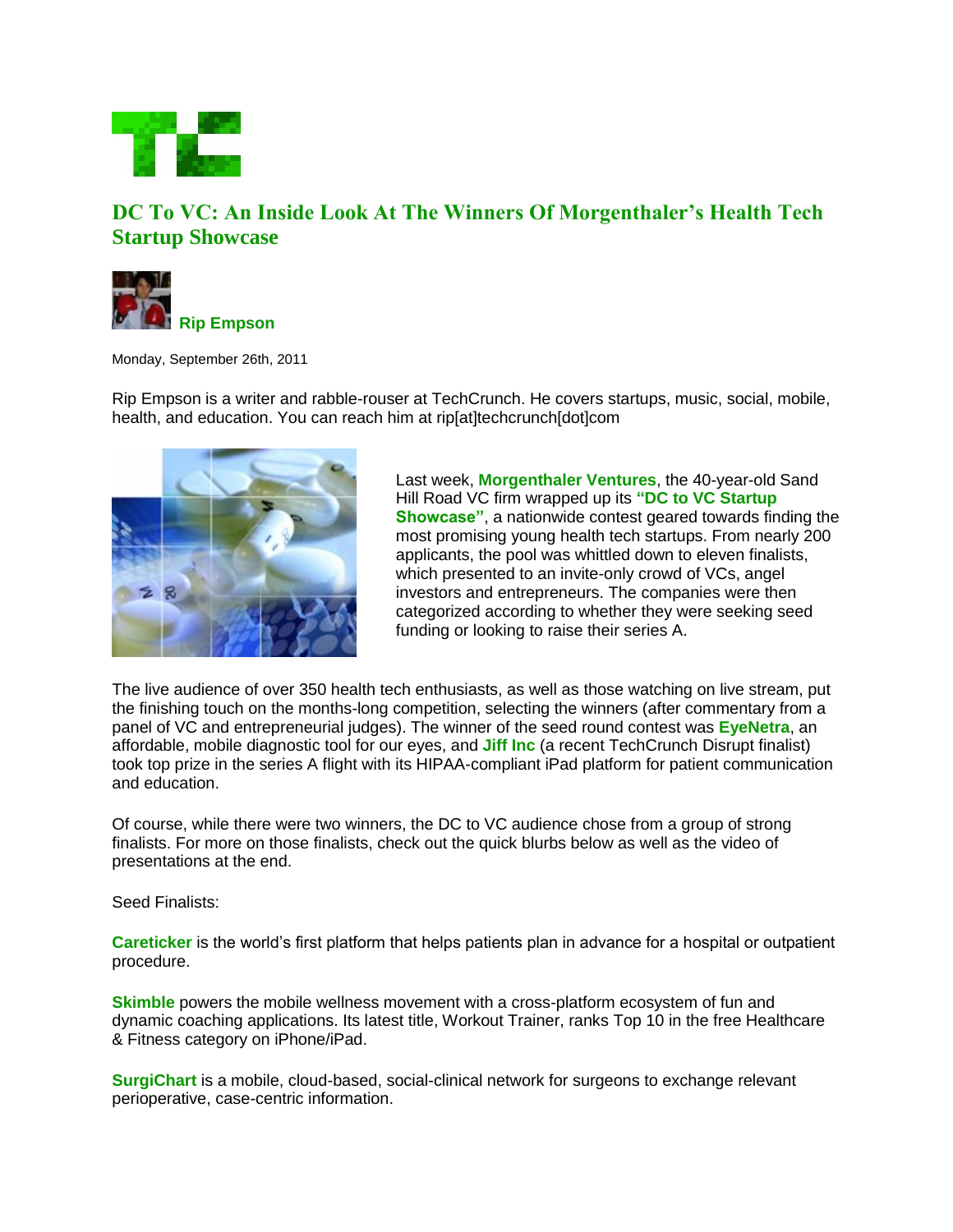# DC To VC: An Inside Look At The Winners Of Morgenthaler's Health Tech Startup Showcase

**Rip Empson**

Monday, September 26th, 2011

Rip Empson is a writer and rabble-rouser at TechCrunch. He covers startups, music, social, mobile, health, and education. You can reach him at rip[at]techcrunch[dot]com

Last week, **Morgenthaler Ventures**, the 40-year-old Sand Hill Road VC firm wrapped up its **"DC to VC Startup Showcase"**, a nationwide contest geared towards finding the most promising young health tech startups. From nearly 200 applicants, the pool was whittled down to eleven finalists, which presented to an invite-only crowd of VCs, angel investors and entrepreneurs. The companies were then categorized according to whether they were seeking seed funding or looking to raise their series A.

The live audience of over 350 health tech enthusiasts, as well as those watching on live stream, put the finishing touch on the months-long competition, selecting the winners (after commentary from a panel of VC and entrepreneurial judges). The winner of the seed round contest was **EyeNetra**, an affordable, mobile diagnostic tool for our eyes, and **Jiff Inc** (a recent TechCrunch Disrupt finalist) took top prize in the series A flight with its HIPAA-compliant iPad platform for patient communication and education.

Of course, while there were two winners, the DC to VC audience chose from a group of strong finalists. For more on those finalists, check out the quick blurbs below as well as the video of presentations at the end.

Seed Finalists:

**Careticker** is the world's first platform that helps patients plan in advance for a hospital or outpatient procedure.

**Skimble** powers the mobile wellness movement with a cross-platform ecosystem of fun and dynamic coaching applications. Its latest title, Workout Trainer, ranks Top 10 in the free Healthcare & Fitness category on iPhone/iPad.

**SurgiChart** is a mobile, cloud-based, social-clinical network for surgeons to exchange relevant perioperative, case-centric information.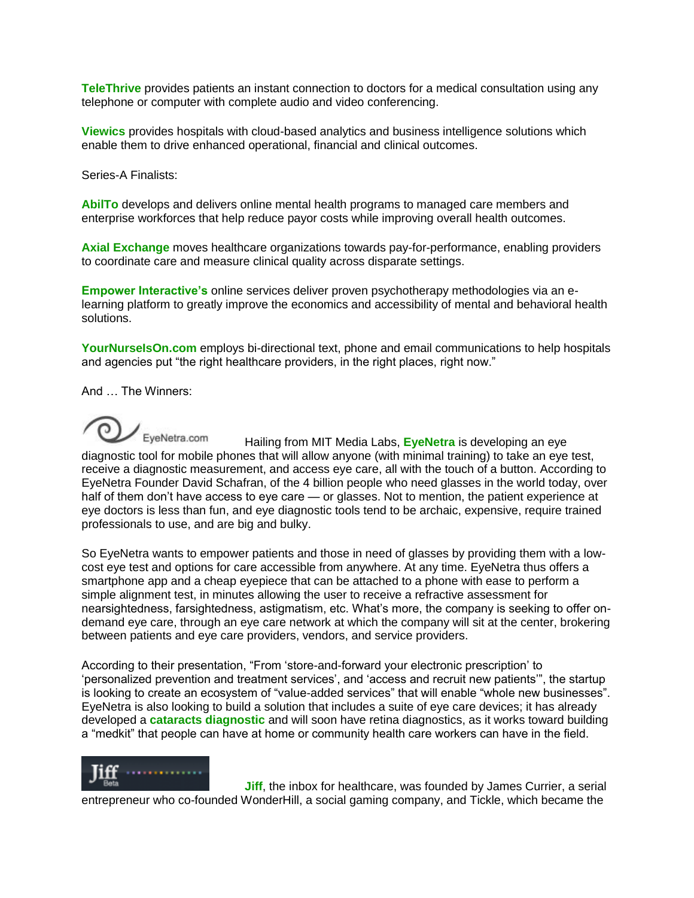**TeleThrive** provides patients an instant connection to doctors for a medical consultation using any telephone or computer with complete audio and video conferencing.

**Viewics** provides hospitals with cloud-based analytics and business intelligence solutions which enable them to drive enhanced operational, financial and clinical outcomes.

Series-A Finalists:

**AbilTo** develops and delivers online mental health programs to managed care members and enterprise workforces that help reduce payor costs while improving overall health outcomes.

**Axial Exchange** moves healthcare organizations towards pay-for-performance, enabling providers to coordinate care and measure clinical quality across disparate settings.

**Empower Interactive's** online services deliver proven psychotherapy methodologies via an e-learning platform to greatly improve the economics and accessibility of mental and behavioral health solutions.

**YourNurseIsOn.com** employs bi-directional text, phone and email communications to help hospitals and agencies put "the right healthcare providers, in the right places, right now."

And … The Winners:

EyeNetra.com Hailing from MIT Media Labs, **EyeNetra** is developing an eye diagnostic tool for mobile phones that will allow anyone (with minimal training) to take an eye test, receive a diagnostic measurement, and access eye care, all with the touch of a button. According to EyeNetra Founder David Schafran, of the 4 billion people who need glasses in the world today, over half of them don't have access to eye care — or glasses. Not to mention, the patient experience at eye doctors is less than fun, and eye diagnostic tools tend to be archaic, expensive, require trained professionals to use, and are big and bulky.

So EyeNetra wants to empower patients and those in need of glasses by providing them with a low-cost eye test and options for care accessible from anywhere. At any time. EyeNetra thus offers a smartphone app and a cheap eyepiece that can be attached to a phone with ease to perform a simple alignment test, in minutes allowing the user to receive a refractive assessment for nearsightedness, farsightedness, astigmatism, etc. What's more, the company is seeking to offer on-demand eye care, through an eye care network at which the company will sit at the center, brokering between patients and eye care providers, vendors, and service providers.

According to their presentation, "From 'store-and-forward your electronic prescription' to 'personalized prevention and treatment services', and 'access and recruit new patients'", the startup is looking to create an ecosystem of "value-added services" that will enable "whole new businesses". EyeNetra is also looking to build a solution that includes a suite of eye care devices; it has already developed a **cataracts diagnostic** and will soon have retina diagnostics, as it works toward building a "medkit" that people can have at home or community health care workers can have in the field.

Jiff Beta **Jiff**, the inbox for healthcare, was founded by James Currier, a serial entrepreneur who co-founded WonderHill, a social gaming company, and Tickle, which became the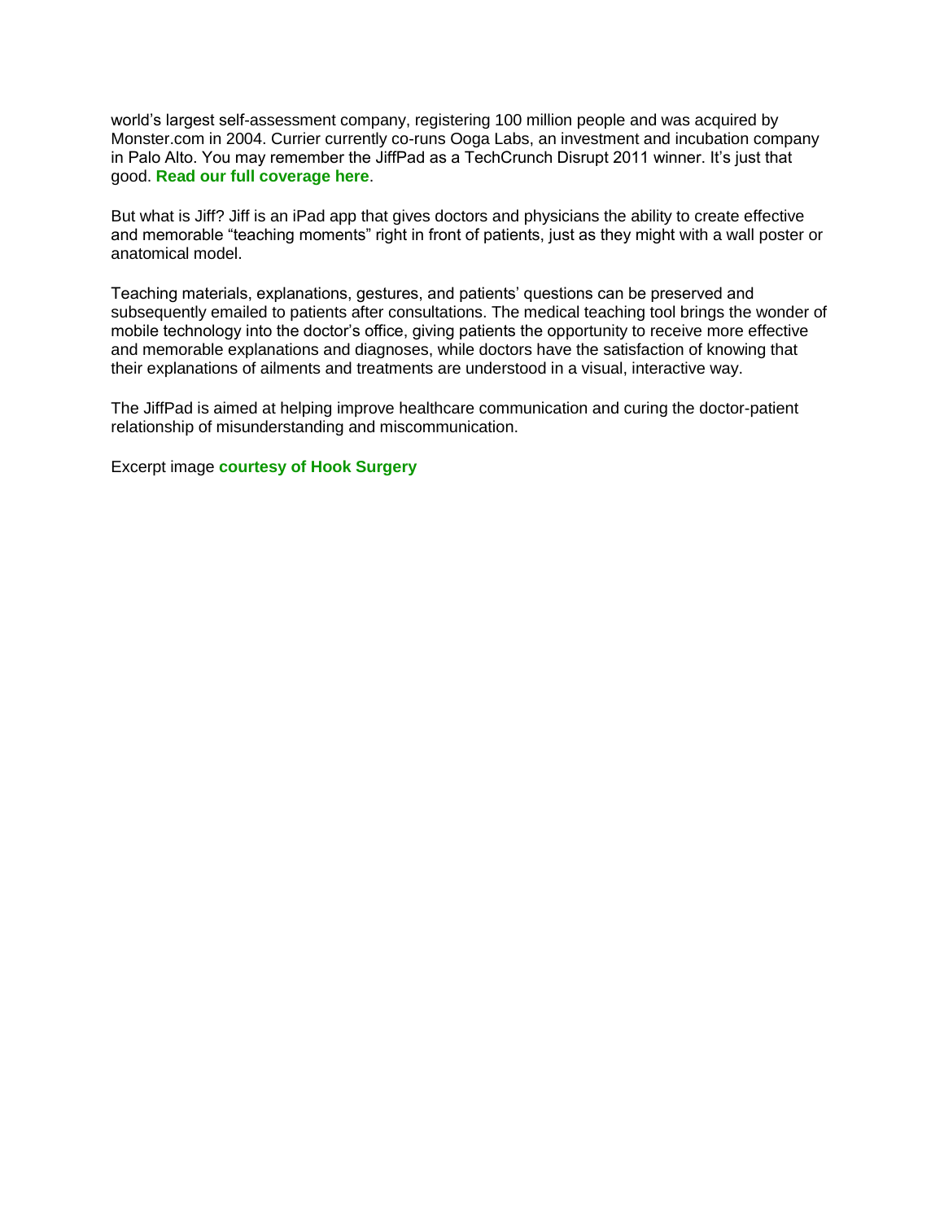world's largest self-assessment company, registering 100 million people and was acquired by Monster.com in 2004. Currier currently co-runs Ooga Labs, an investment and incubation company in Palo Alto. You may remember the JiffPad as a TechCrunch Disrupt 2011 winner. It's just that good. **Read our full coverage here**.

But what is Jiff? Jiff is an iPad app that gives doctors and physicians the ability to create effective and memorable "teaching moments" right in front of patients, just as they might with a wall poster or anatomical model.

Teaching materials, explanations, gestures, and patients' questions can be preserved and subsequently emailed to patients after consultations. The medical teaching tool brings the wonder of mobile technology into the doctor's office, giving patients the opportunity to receive more effective and memorable explanations and diagnoses, while doctors have the satisfaction of knowing that their explanations of ailments and treatments are understood in a visual, interactive way.

The JiffPad is aimed at helping improve healthcare communication and curing the doctor-patient relationship of misunderstanding and miscommunication.

Excerpt image **courtesy of Hook Surgery**